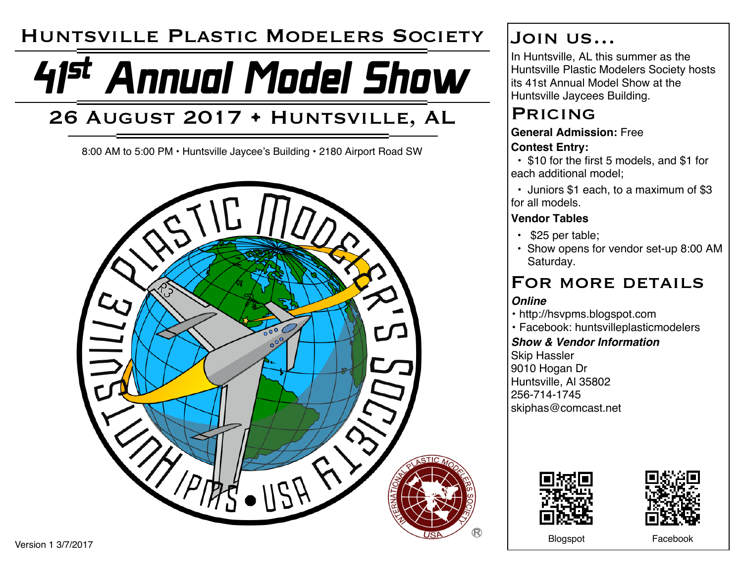# Huntsville Plastic Modelers Society

# 41st Annual Model Show

## 26 August 2017 + Huntsville, AL

8:00 AM to 5:00 PM • Huntsville Jaycee's Building • 2180 Airport Road SW

Version 1 3/7/2017

## Join us...

In Huntsville, AL this summer as the Huntsville Plastic Modelers Society hosts its 41st Annual Model Show at the Huntsville Jaycees Building.

## Pricing

**General Admission:** Free

**Contest Entry:**

- $10 for the first 5 models, and $1 for each additional model;
- Juniors $1 each, to a maximum of $3 for all models.

**Vendor Tables**

- $25 per table;
- Show opens for vendor set-up 8:00 AM Saturday.

## For more details

***Online***

- http://hsvpms.blogspot.com
- Facebook: huntsvilleplasticmodelers

***Show & Vendor Information***

Skip Hassler
9010 Hogan Dr
Huntsville, Al 35802
256-714-1745
skiphas@comcast.net

Blogspot

Facebook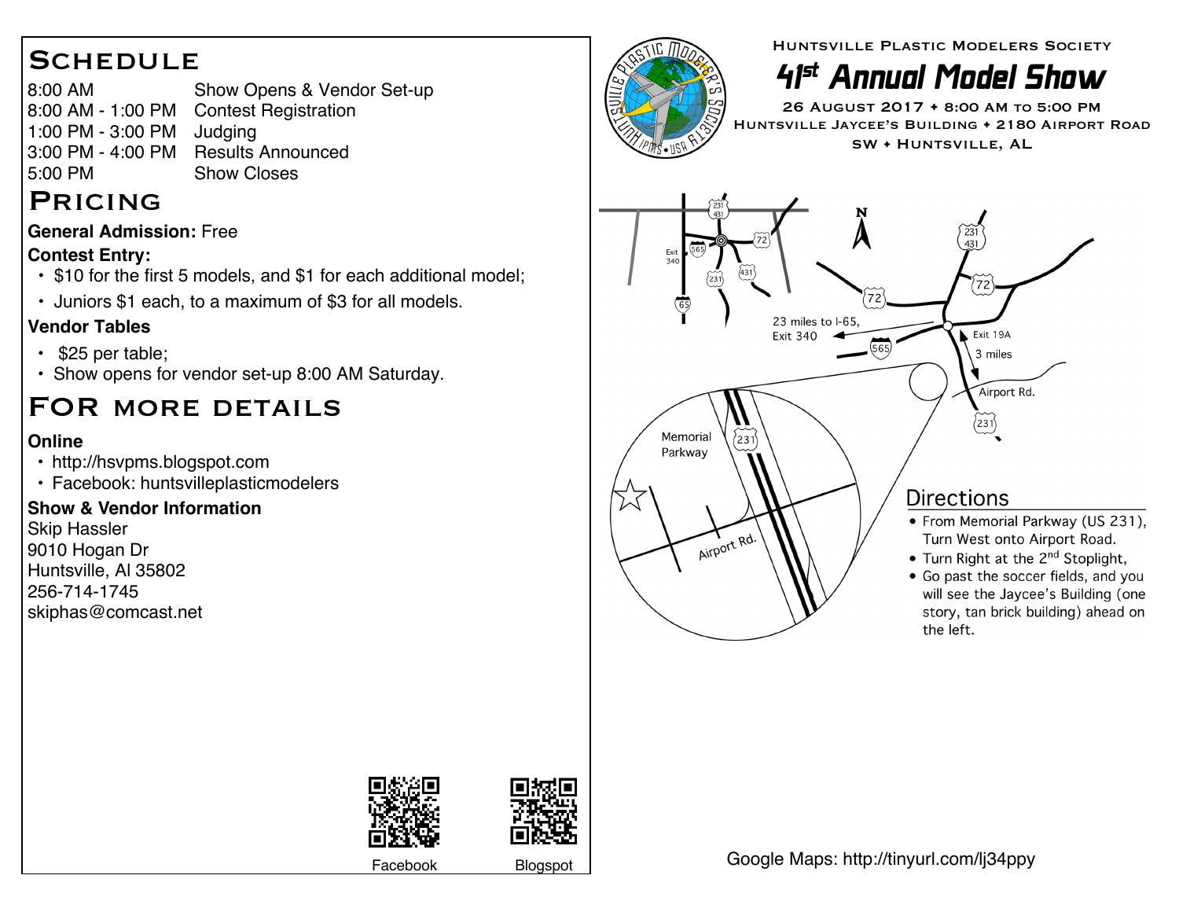# Huntsville Plastic Modelers Society

## 41st Annual Model Show

26 August 2017 • 8:00 AM to 5:00 PM
Huntsville Jaycee's Building • 2180 Airport Road SW • Huntsville, AL

## Schedule

| | |
|---|---|
| 8:00 AM | Show Opens & Vendor Set-up |
| 8:00 AM - 1:00 PM | Contest Registration |
| 1:00 PM - 3:00 PM | Judging |
| 3:00 PM - 4:00 PM | Results Announced |
| 5:00 PM | Show Closes |

## Pricing

**General Admission:** Free

**Contest Entry:**

- $10 for the first 5 models, and $1 for each additional model;
- Juniors $1 each, to a maximum of $3 for all models.

**Vendor Tables**

- $25 per table;
- Show opens for vendor set-up 8:00 AM Saturday.

## For more details

**Online**

- http://hsvpms.blogspot.com
- Facebook: huntsvilleplasticmodelers

**Show & Vendor Information**

Skip Hassler
9010 Hogan Dr
Huntsville, Al 35802
256-714-1745
skiphas@comcast.net

Facebook

Blogspot

N

231 431

72

565

Exit 340

65

431

23 miles to I-65, Exit 340

Exit 19A

3 miles

Airport Rd.

Memorial Parkway

Airport Rd.

## Directions

- From Memorial Parkway (US 231), Turn West onto Airport Road.
- Turn Right at the 2nd Stoplight,
- Go past the soccer fields, and you will see the Jaycee's Building (one story, tan brick building) ahead on the left.

Google Maps: http://tinyurl.com/lj34ppy